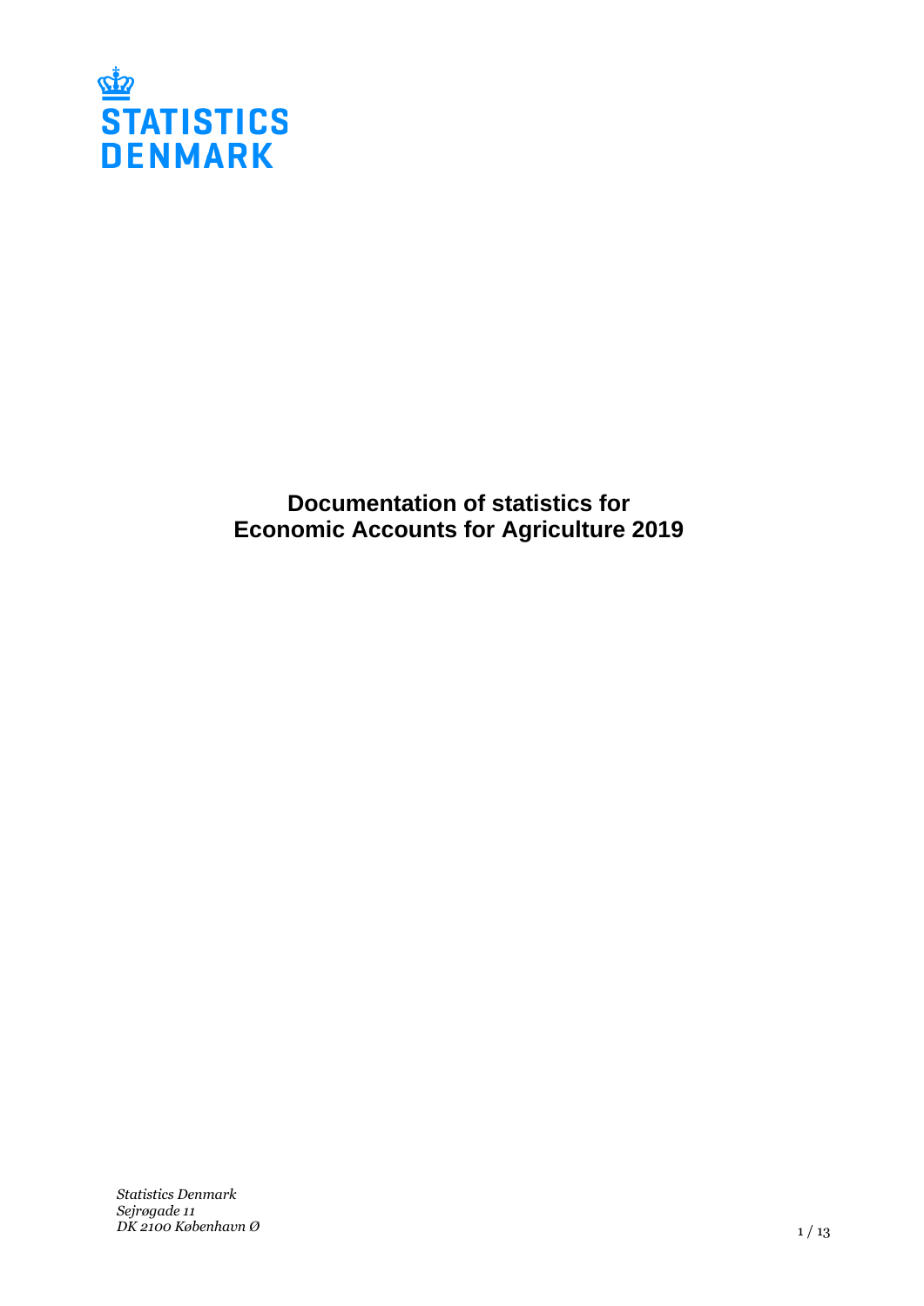STATISTICS DENMARK

# Documentation of statistics for Economic Accounts for Agriculture 2019

*Statistics Denmark*
*Sejrøgade 11*
*DK 2100 København Ø*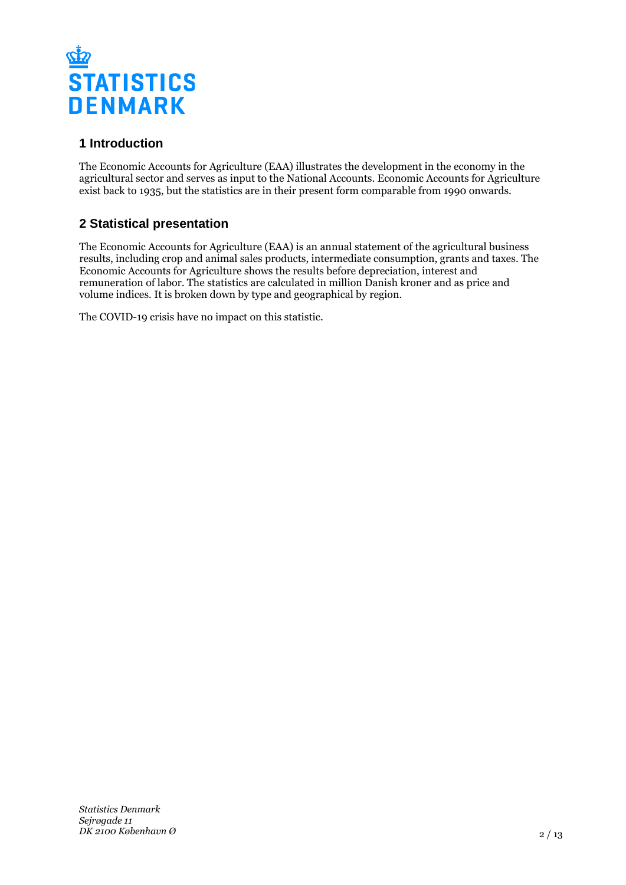## 1 Introduction

The Economic Accounts for Agriculture (EAA) illustrates the development in the economy in the agricultural sector and serves as input to the National Accounts. Economic Accounts for Agriculture exist back to 1935, but the statistics are in their present form comparable from 1990 onwards.

## 2 Statistical presentation

The Economic Accounts for Agriculture (EAA) is an annual statement of the agricultural business results, including crop and animal sales products, intermediate consumption, grants and taxes. The Economic Accounts for Agriculture shows the results before depreciation, interest and remuneration of labor. The statistics are calculated in million Danish kroner and as price and volume indices. It is broken down by type and geographical by region.

The COVID-19 crisis have no impact on this statistic.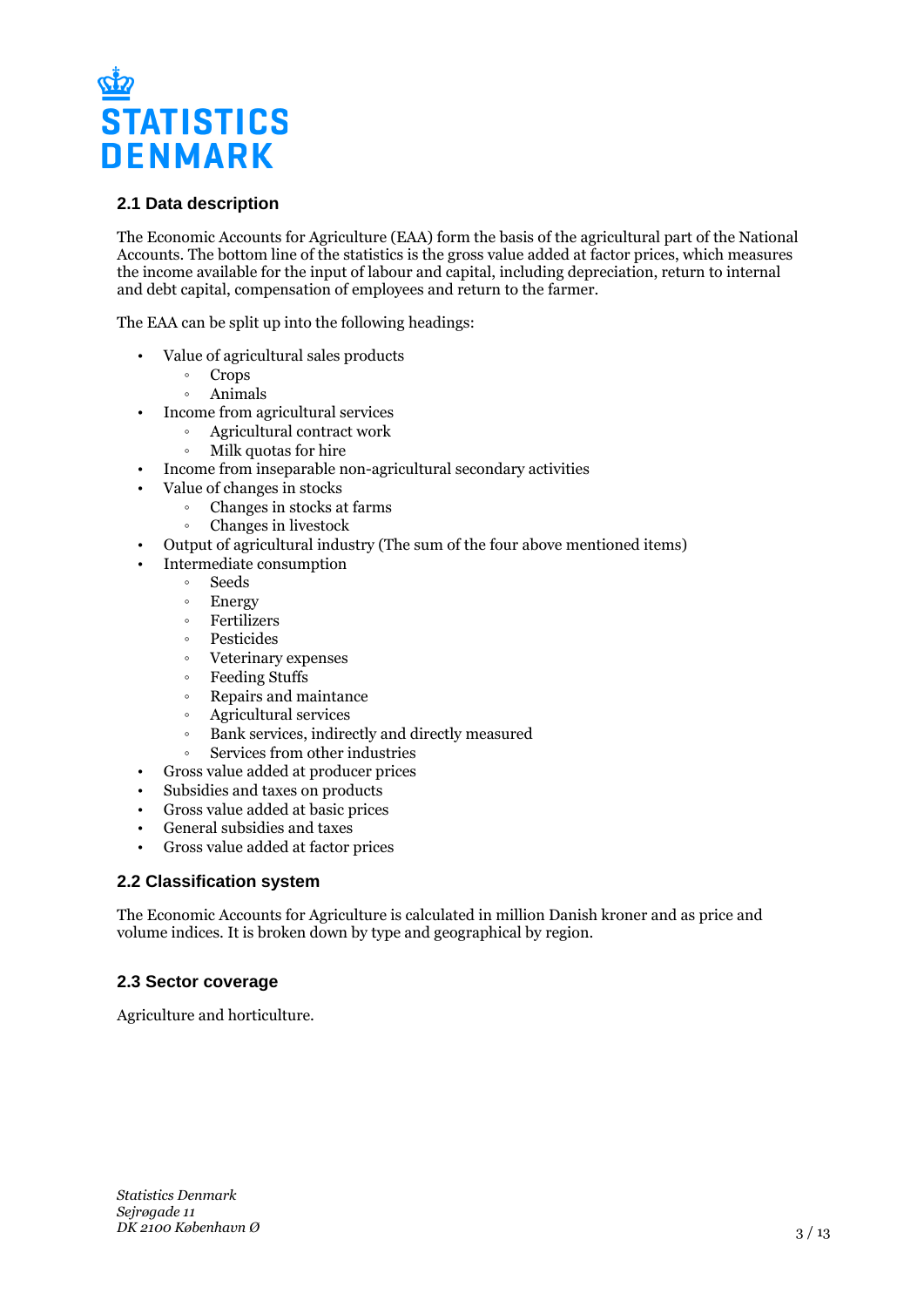## 2.1 Data description

The Economic Accounts for Agriculture (EAA) form the basis of the agricultural part of the National Accounts. The bottom line of the statistics is the gross value added at factor prices, which measures the income available for the input of labour and capital, including depreciation, return to internal and debt capital, compensation of employees and return to the farmer.

The EAA can be split up into the following headings:

- Value of agricultural sales products
  - Crops
  - Animals
- Income from agricultural services
  - Agricultural contract work
  - Milk quotas for hire
- Income from inseparable non-agricultural secondary activities
- Value of changes in stocks
  - Changes in stocks at farms
  - Changes in livestock
- Output of agricultural industry (The sum of the four above mentioned items)
- Intermediate consumption
  - Seeds
  - Energy
  - Fertilizers
  - Pesticides
  - Veterinary expenses
  - Feeding Stuffs
  - Repairs and maintance
  - Agricultural services
  - Bank services, indirectly and directly measured
  - Services from other industries
- Gross value added at producer prices
- Subsidies and taxes on products
- Gross value added at basic prices
- General subsidies and taxes
- Gross value added at factor prices

## 2.2 Classification system

The Economic Accounts for Agriculture is calculated in million Danish kroner and as price and volume indices. It is broken down by type and geographical by region.

## 2.3 Sector coverage

Agriculture and horticulture.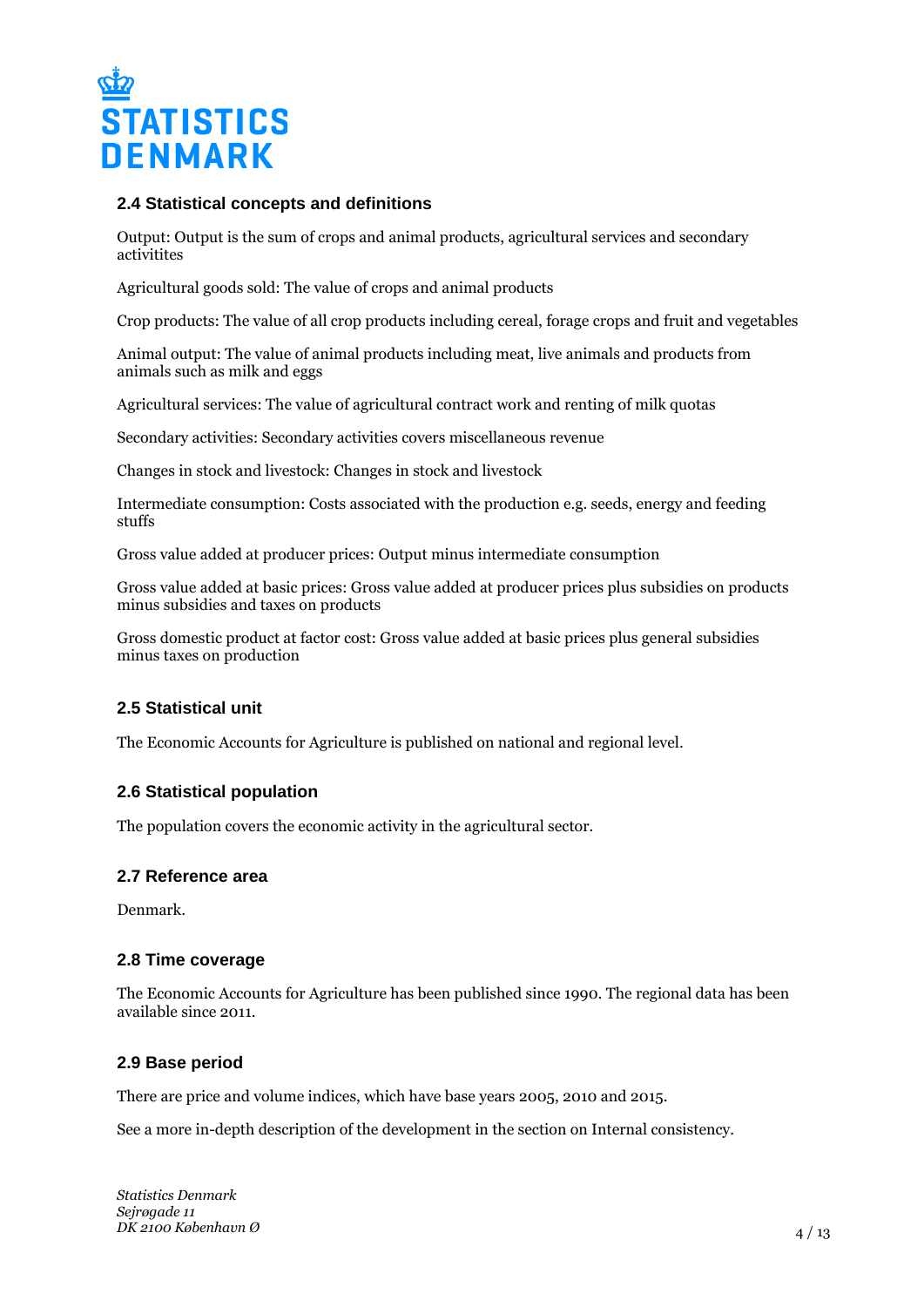### 2.4 Statistical concepts and definitions

Output: Output is the sum of crops and animal products, agricultural services and secondary activitites

Agricultural goods sold: The value of crops and animal products

Crop products: The value of all crop products including cereal, forage crops and fruit and vegetables

Animal output: The value of animal products including meat, live animals and products from animals such as milk and eggs

Agricultural services: The value of agricultural contract work and renting of milk quotas

Secondary activities: Secondary activities covers miscellaneous revenue

Changes in stock and livestock: Changes in stock and livestock

Intermediate consumption: Costs associated with the production e.g. seeds, energy and feeding stuffs

Gross value added at producer prices: Output minus intermediate consumption

Gross value added at basic prices: Gross value added at producer prices plus subsidies on products minus subsidies and taxes on products

Gross domestic product at factor cost: Gross value added at basic prices plus general subsidies minus taxes on production

### 2.5 Statistical unit

The Economic Accounts for Agriculture is published on national and regional level.

### 2.6 Statistical population

The population covers the economic activity in the agricultural sector.

### 2.7 Reference area

Denmark.

### 2.8 Time coverage

The Economic Accounts for Agriculture has been published since 1990. The regional data has been available since 2011.

### 2.9 Base period

There are price and volume indices, which have base years 2005, 2010 and 2015.

See a more in-depth description of the development in the section on Internal consistency.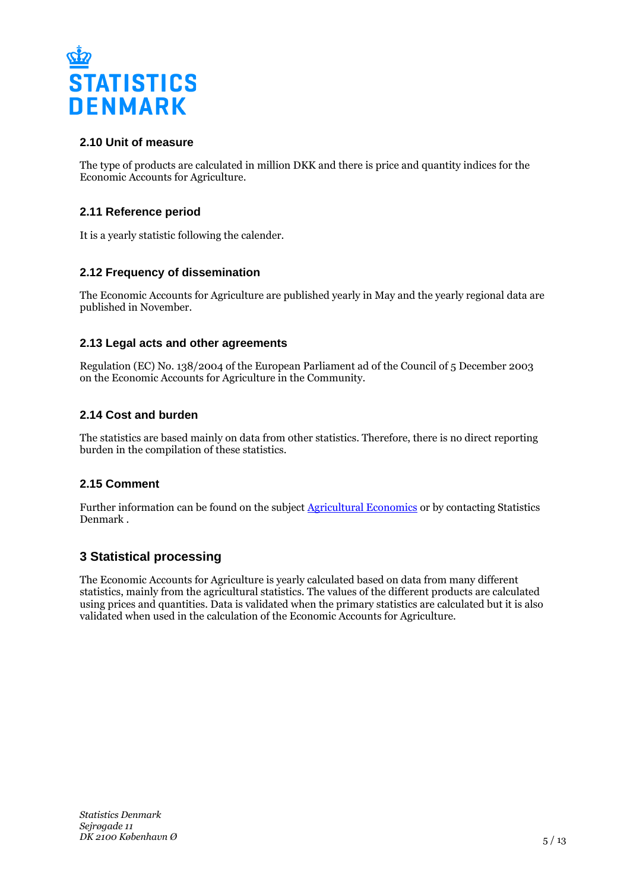### 2.10 Unit of measure

The type of products are calculated in million DKK and there is price and quantity indices for the Economic Accounts for Agriculture.

### 2.11 Reference period

It is a yearly statistic following the calender.

### 2.12 Frequency of dissemination

The Economic Accounts for Agriculture are published yearly in May and the yearly regional data are published in November.

### 2.13 Legal acts and other agreements

Regulation (EC) No. 138/2004 of the European Parliament ad of the Council of 5 December 2003 on the Economic Accounts for Agriculture in the Community.

### 2.14 Cost and burden

The statistics are based mainly on data from other statistics. Therefore, there is no direct reporting burden in the compilation of these statistics.

### 2.15 Comment

Further information can be found on the subject Agricultural Economics or by contacting Statistics Denmark .

## 3 Statistical processing

The Economic Accounts for Agriculture is yearly calculated based on data from many different statistics, mainly from the agricultural statistics. The values of the different products are calculated using prices and quantities. Data is validated when the primary statistics are calculated but it is also validated when used in the calculation of the Economic Accounts for Agriculture.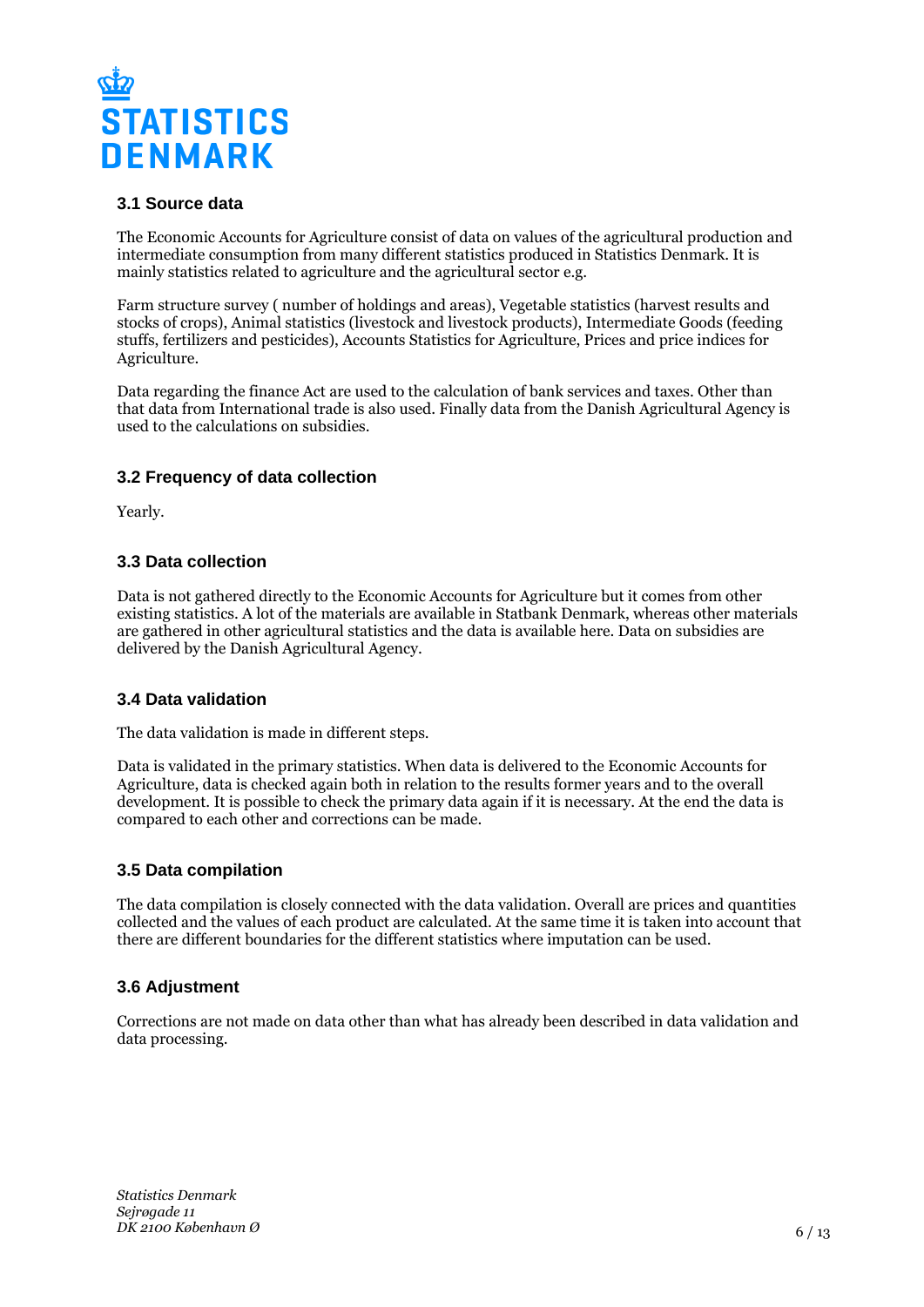### 3.1 Source data

The Economic Accounts for Agriculture consist of data on values of the agricultural production and intermediate consumption from many different statistics produced in Statistics Denmark. It is mainly statistics related to agriculture and the agricultural sector e.g.

Farm structure survey ( number of holdings and areas), Vegetable statistics (harvest results and stocks of crops), Animal statistics (livestock and livestock products), Intermediate Goods (feeding stuffs, fertilizers and pesticides), Accounts Statistics for Agriculture, Prices and price indices for Agriculture.

Data regarding the finance Act are used to the calculation of bank services and taxes. Other than that data from International trade is also used. Finally data from the Danish Agricultural Agency is used to the calculations on subsidies.

### 3.2 Frequency of data collection

Yearly.

### 3.3 Data collection

Data is not gathered directly to the Economic Accounts for Agriculture but it comes from other existing statistics. A lot of the materials are available in Statbank Denmark, whereas other materials are gathered in other agricultural statistics and the data is available here. Data on subsidies are delivered by the Danish Agricultural Agency.

### 3.4 Data validation

The data validation is made in different steps.

Data is validated in the primary statistics. When data is delivered to the Economic Accounts for Agriculture, data is checked again both in relation to the results former years and to the overall development. It is possible to check the primary data again if it is necessary. At the end the data is compared to each other and corrections can be made.

### 3.5 Data compilation

The data compilation is closely connected with the data validation. Overall are prices and quantities collected and the values of each product are calculated. At the same time it is taken into account that there are different boundaries for the different statistics where imputation can be used.

### 3.6 Adjustment

Corrections are not made on data other than what has already been described in data validation and data processing.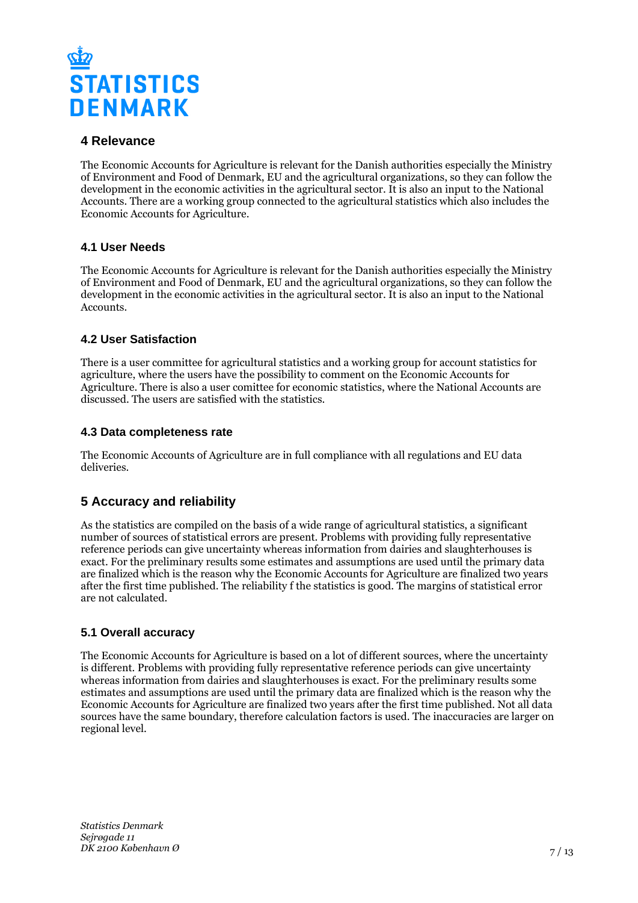## 4 Relevance

The Economic Accounts for Agriculture is relevant for the Danish authorities especially the Ministry of Environment and Food of Denmark, EU and the agricultural organizations, so they can follow the development in the economic activities in the agricultural sector. It is also an input to the National Accounts. There are a working group connected to the agricultural statistics which also includes the Economic Accounts for Agriculture.

### 4.1 User Needs

The Economic Accounts for Agriculture is relevant for the Danish authorities especially the Ministry of Environment and Food of Denmark, EU and the agricultural organizations, so they can follow the development in the economic activities in the agricultural sector. It is also an input to the National Accounts.

### 4.2 User Satisfaction

There is a user committee for agricultural statistics and a working group for account statistics for agriculture, where the users have the possibility to comment on the Economic Accounts for Agriculture. There is also a user comittee for economic statistics, where the National Accounts are discussed. The users are satisfied with the statistics.

### 4.3 Data completeness rate

The Economic Accounts of Agriculture are in full compliance with all regulations and EU data deliveries.

## 5 Accuracy and reliability

As the statistics are compiled on the basis of a wide range of agricultural statistics, a significant number of sources of statistical errors are present. Problems with providing fully representative reference periods can give uncertainty whereas information from dairies and slaughterhouses is exact. For the preliminary results some estimates and assumptions are used until the primary data are finalized which is the reason why the Economic Accounts for Agriculture are finalized two years after the first time published. The reliability f the statistics is good. The margins of statistical error are not calculated.

### 5.1 Overall accuracy

The Economic Accounts for Agriculture is based on a lot of different sources, where the uncertainty is different. Problems with providing fully representative reference periods can give uncertainty whereas information from dairies and slaughterhouses is exact. For the preliminary results some estimates and assumptions are used until the primary data are finalized which is the reason why the Economic Accounts for Agriculture are finalized two years after the first time published. Not all data sources have the same boundary, therefore calculation factors is used. The inaccuracies are larger on regional level.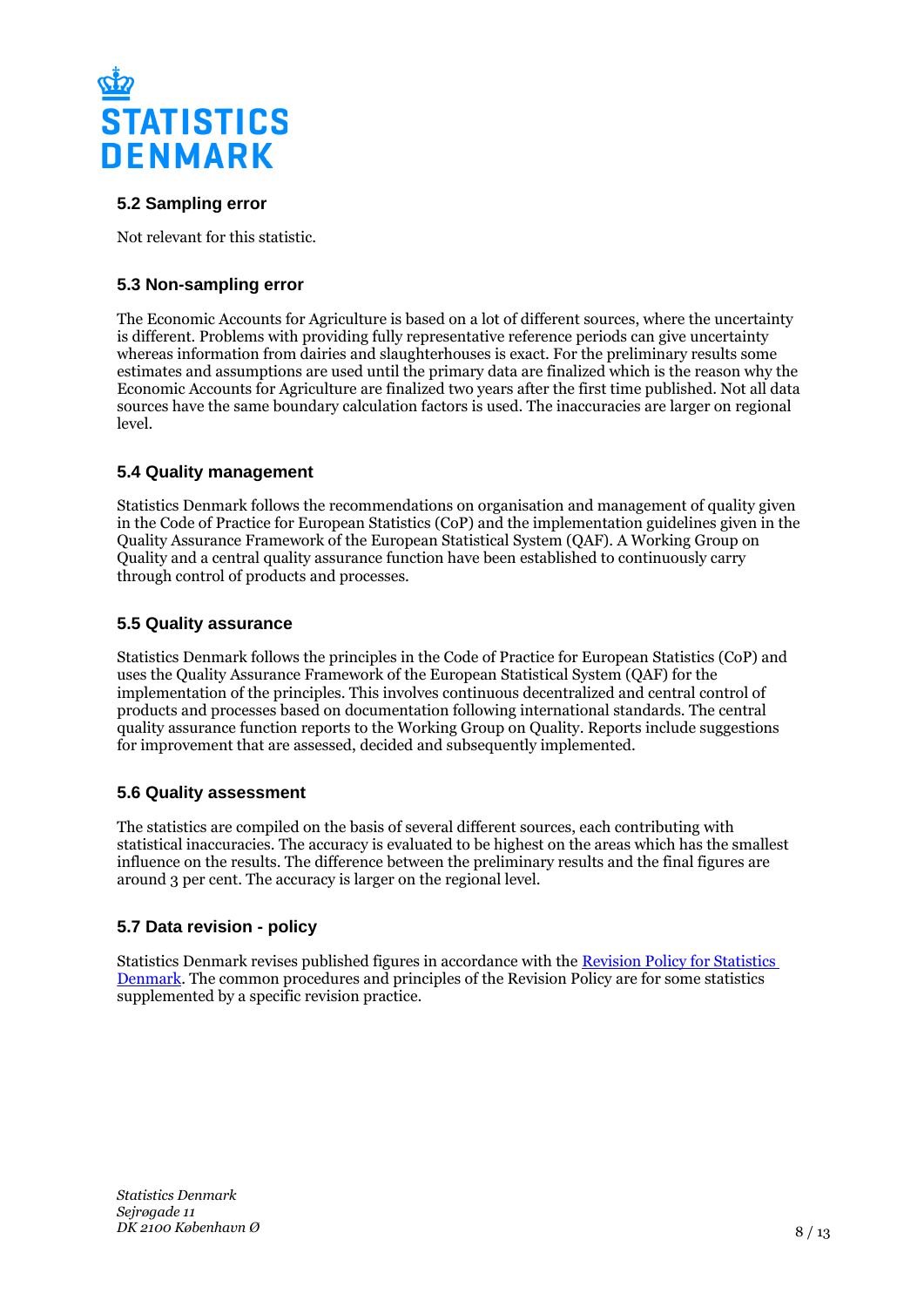### 5.2 Sampling error

Not relevant for this statistic.

### 5.3 Non-sampling error

The Economic Accounts for Agriculture is based on a lot of different sources, where the uncertainty is different. Problems with providing fully representative reference periods can give uncertainty whereas information from dairies and slaughterhouses is exact. For the preliminary results some estimates and assumptions are used until the primary data are finalized which is the reason why the Economic Accounts for Agriculture are finalized two years after the first time published. Not all data sources have the same boundary calculation factors is used. The inaccuracies are larger on regional level.

### 5.4 Quality management

Statistics Denmark follows the recommendations on organisation and management of quality given in the Code of Practice for European Statistics (CoP) and the implementation guidelines given in the Quality Assurance Framework of the European Statistical System (QAF). A Working Group on Quality and a central quality assurance function have been established to continuously carry through control of products and processes.

### 5.5 Quality assurance

Statistics Denmark follows the principles in the Code of Practice for European Statistics (CoP) and uses the Quality Assurance Framework of the European Statistical System (QAF) for the implementation of the principles. This involves continuous decentralized and central control of products and processes based on documentation following international standards. The central quality assurance function reports to the Working Group on Quality. Reports include suggestions for improvement that are assessed, decided and subsequently implemented.

### 5.6 Quality assessment

The statistics are compiled on the basis of several different sources, each contributing with statistical inaccuracies. The accuracy is evaluated to be highest on the areas which has the smallest influence on the results. The difference between the preliminary results and the final figures are around 3 per cent. The accuracy is larger on the regional level.

### 5.7 Data revision - policy

Statistics Denmark revises published figures in accordance with the [Revision Policy for Statistics Denmark](). The common procedures and principles of the Revision Policy are for some statistics supplemented by a specific revision practice.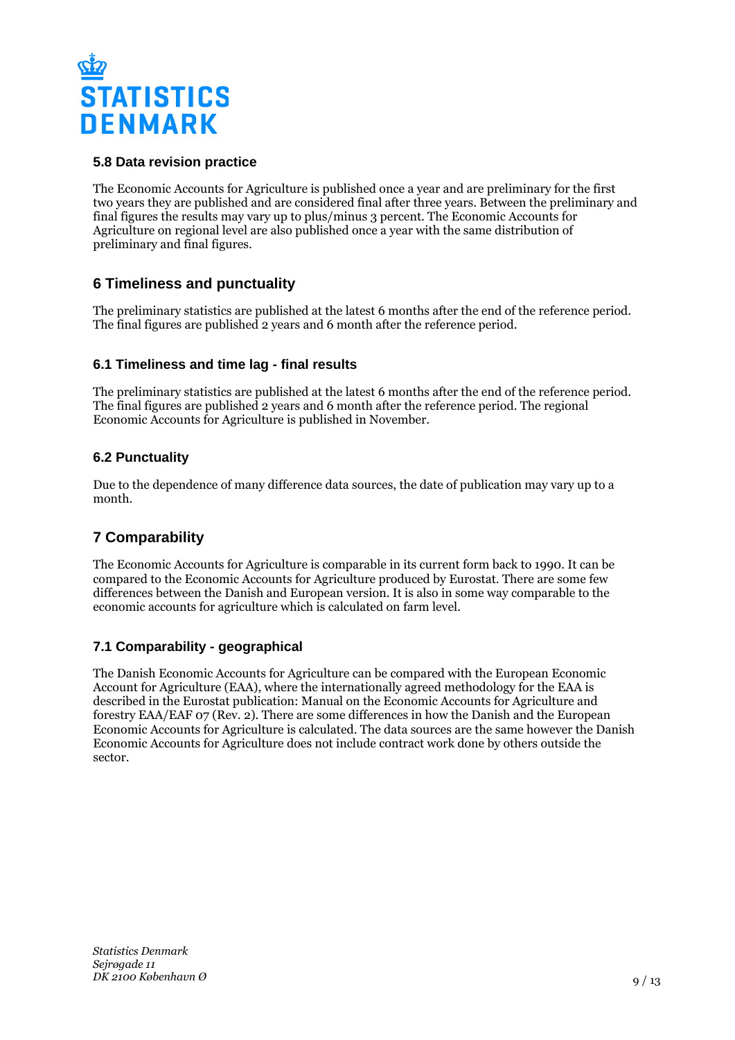### 5.8 Data revision practice

The Economic Accounts for Agriculture is published once a year and are preliminary for the first two years they are published and are considered final after three years. Between the preliminary and final figures the results may vary up to plus/minus 3 percent. The Economic Accounts for Agriculture on regional level are also published once a year with the same distribution of preliminary and final figures.

## 6 Timeliness and punctuality

The preliminary statistics are published at the latest 6 months after the end of the reference period. The final figures are published 2 years and 6 month after the reference period.

### 6.1 Timeliness and time lag - final results

The preliminary statistics are published at the latest 6 months after the end of the reference period. The final figures are published 2 years and 6 month after the reference period. The regional Economic Accounts for Agriculture is published in November.

### 6.2 Punctuality

Due to the dependence of many difference data sources, the date of publication may vary up to a month.

## 7 Comparability

The Economic Accounts for Agriculture is comparable in its current form back to 1990. It can be compared to the Economic Accounts for Agriculture produced by Eurostat. There are some few differences between the Danish and European version. It is also in some way comparable to the economic accounts for agriculture which is calculated on farm level.

### 7.1 Comparability - geographical

The Danish Economic Accounts for Agriculture can be compared with the European Economic Account for Agriculture (EAA), where the internationally agreed methodology for the EAA is described in the Eurostat publication: Manual on the Economic Accounts for Agriculture and forestry EAA/EAF 07 (Rev. 2). There are some differences in how the Danish and the European Economic Accounts for Agriculture is calculated. The data sources are the same however the Danish Economic Accounts for Agriculture does not include contract work done by others outside the sector.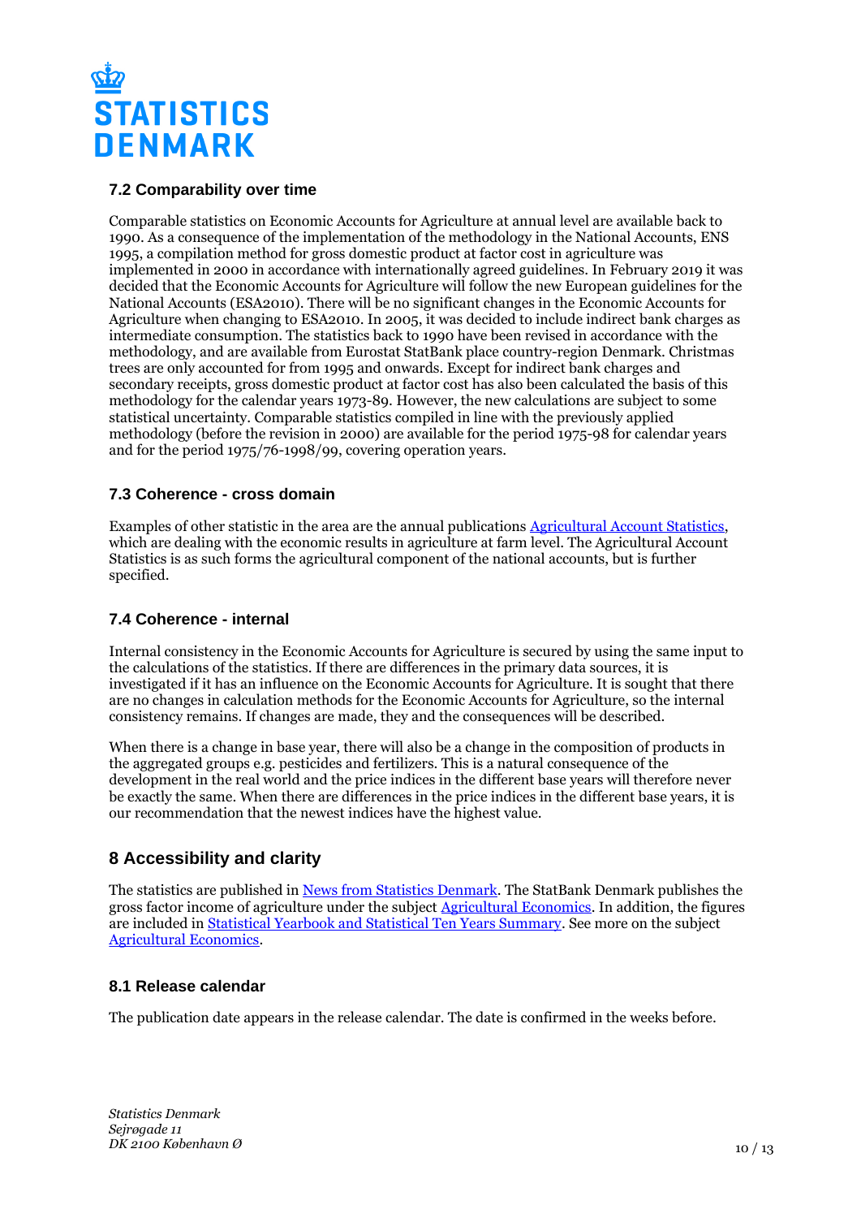### 7.2 Comparability over time

Comparable statistics on Economic Accounts for Agriculture at annual level are available back to 1990. As a consequence of the implementation of the methodology in the National Accounts, ENS 1995, a compilation method for gross domestic product at factor cost in agriculture was implemented in 2000 in accordance with internationally agreed guidelines. In February 2019 it was decided that the Economic Accounts for Agriculture will follow the new European guidelines for the National Accounts (ESA2010). There will be no significant changes in the Economic Accounts for Agriculture when changing to ESA2010. In 2005, it was decided to include indirect bank charges as intermediate consumption. The statistics back to 1990 have been revised in accordance with the methodology, and are available from Eurostat StatBank place country-region Denmark. Christmas trees are only accounted for from 1995 and onwards. Except for indirect bank charges and secondary receipts, gross domestic product at factor cost has also been calculated the basis of this methodology for the calendar years 1973-89. However, the new calculations are subject to some statistical uncertainty. Comparable statistics compiled in line with the previously applied methodology (before the revision in 2000) are available for the period 1975-98 for calendar years and for the period 1975/76-1998/99, covering operation years.

### 7.3 Coherence - cross domain

Examples of other statistic in the area are the annual publications [Agricultural Account Statistics](), which are dealing with the economic results in agriculture at farm level. The Agricultural Account Statistics is as such forms the agricultural component of the national accounts, but is further specified.

### 7.4 Coherence - internal

Internal consistency in the Economic Accounts for Agriculture is secured by using the same input to the calculations of the statistics. If there are differences in the primary data sources, it is investigated if it has an influence on the Economic Accounts for Agriculture. It is sought that there are no changes in calculation methods for the Economic Accounts for Agriculture, so the internal consistency remains. If changes are made, they and the consequences will be described.

When there is a change in base year, there will also be a change in the composition of products in the aggregated groups e.g. pesticides and fertilizers. This is a natural consequence of the development in the real world and the price indices in the different base years will therefore never be exactly the same. When there are differences in the price indices in the different base years, it is our recommendation that the newest indices have the highest value.

## 8 Accessibility and clarity

The statistics are published in [News from Statistics Denmark](). The StatBank Denmark publishes the gross factor income of agriculture under the subject [Agricultural Economics](). In addition, the figures are included in [Statistical Yearbook and Statistical Ten Years Summary](). See more on the subject [Agricultural Economics]().

### 8.1 Release calendar

The publication date appears in the release calendar. The date is confirmed in the weeks before.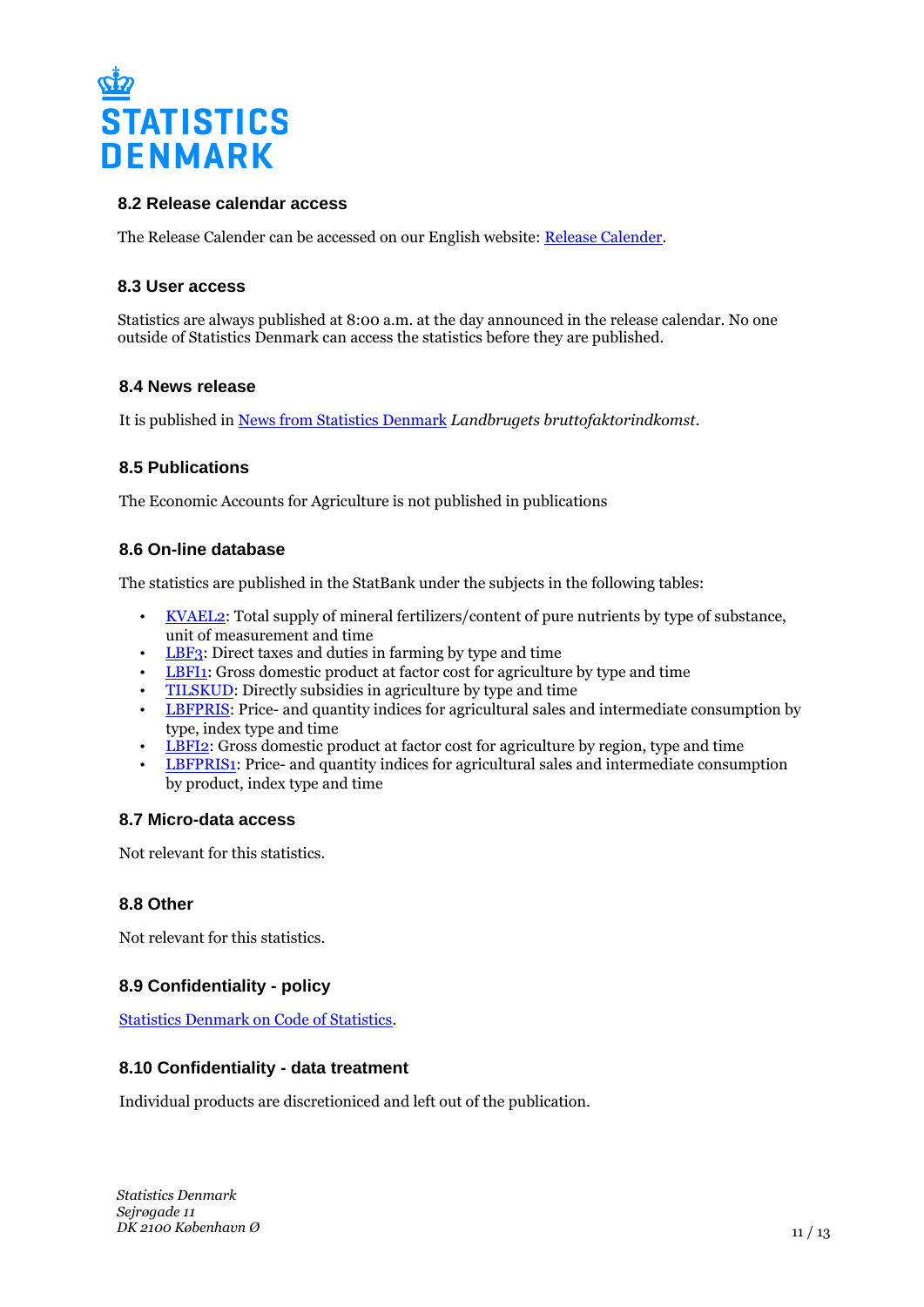### 8.2 Release calendar access

The Release Calender can be accessed on our English website: [Release Calender](#).

### 8.3 User access

Statistics are always published at 8:00 a.m. at the day announced in the release calendar. No one outside of Statistics Denmark can access the statistics before they are published.

### 8.4 News release

It is published in [News from Statistics Denmark](#) *Landbrugets bruttofaktorindkomst*.

### 8.5 Publications

The Economic Accounts for Agriculture is not published in publications

### 8.6 On-line database

The statistics are published in the StatBank under the subjects in the following tables:

- [KVAEL2](#): Total supply of mineral fertilizers/content of pure nutrients by type of substance, unit of measurement and time
- [LBF3](#): Direct taxes and duties in farming by type and time
- [LBFI1](#): Gross domestic product at factor cost for agriculture by type and time
- [TILSKUD](#): Directly subsidies in agriculture by type and time
- [LBFPRIS](#): Price- and quantity indices for agricultural sales and intermediate consumption by type, index type and time
- [LBFI2](#): Gross domestic product at factor cost for agriculture by region, type and time
- [LBFPRIS1](#): Price- and quantity indices for agricultural sales and intermediate consumption by product, index type and time

### 8.7 Micro-data access

Not relevant for this statistics.

### 8.8 Other

Not relevant for this statistics.

### 8.9 Confidentiality - policy

[Statistics Denmark on Code of Statistics](#).

### 8.10 Confidentiality - data treatment

Individual products are discretioniced and left out of the publication.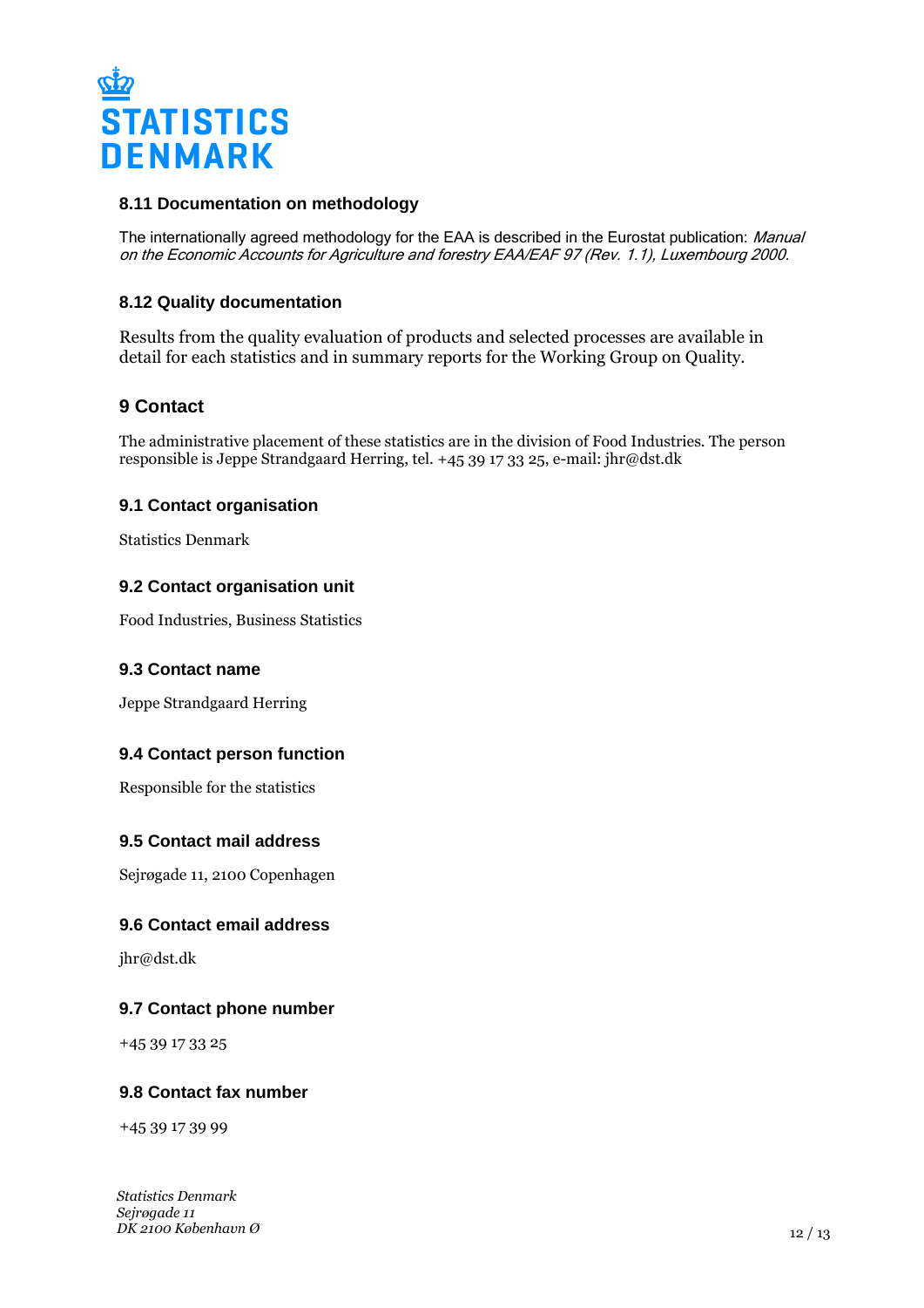### 8.11 Documentation on methodology

The internationally agreed methodology for the EAA is described in the Eurostat publication: *Manual on the Economic Accounts for Agriculture and forestry EAA/EAF 97 (Rev. 1.1), Luxembourg 2000.*

### 8.12 Quality documentation

Results from the quality evaluation of products and selected processes are available in detail for each statistics and in summary reports for the Working Group on Quality.

## 9 Contact

The administrative placement of these statistics are in the division of Food Industries. The person responsible is Jeppe Strandgaard Herring, tel. +45 39 17 33 25, e-mail: jhr@dst.dk

### 9.1 Contact organisation

Statistics Denmark

### 9.2 Contact organisation unit

Food Industries, Business Statistics

### 9.3 Contact name

Jeppe Strandgaard Herring

### 9.4 Contact person function

Responsible for the statistics

### 9.5 Contact mail address

Sejrøgade 11, 2100 Copenhagen

### 9.6 Contact email address

jhr@dst.dk

### 9.7 Contact phone number

+45 39 17 33 25

### 9.8 Contact fax number

+45 39 17 39 99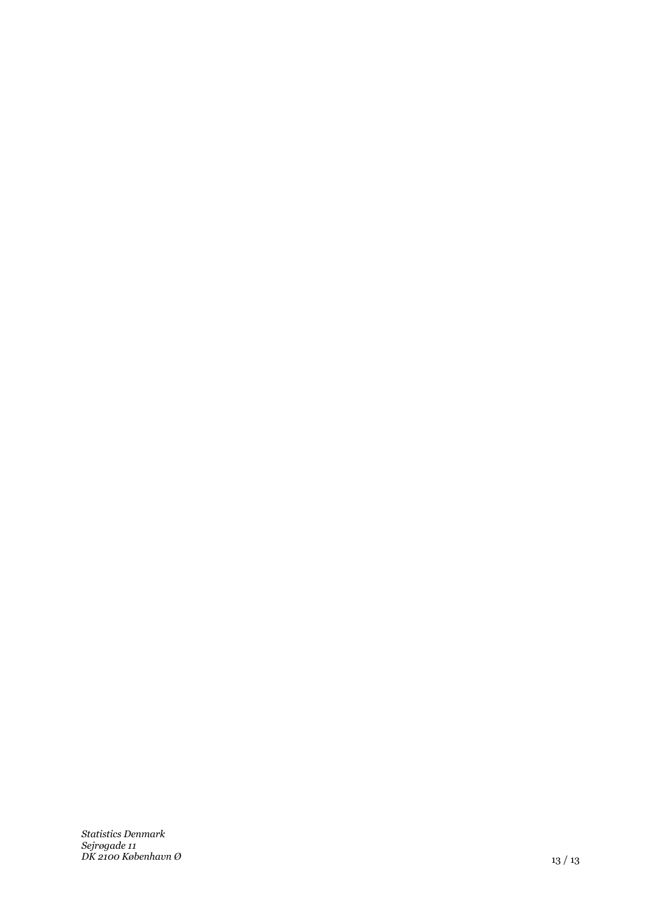*Statistics Denmark*
*Sejrøgade 11*
*DK 2100 København Ø*